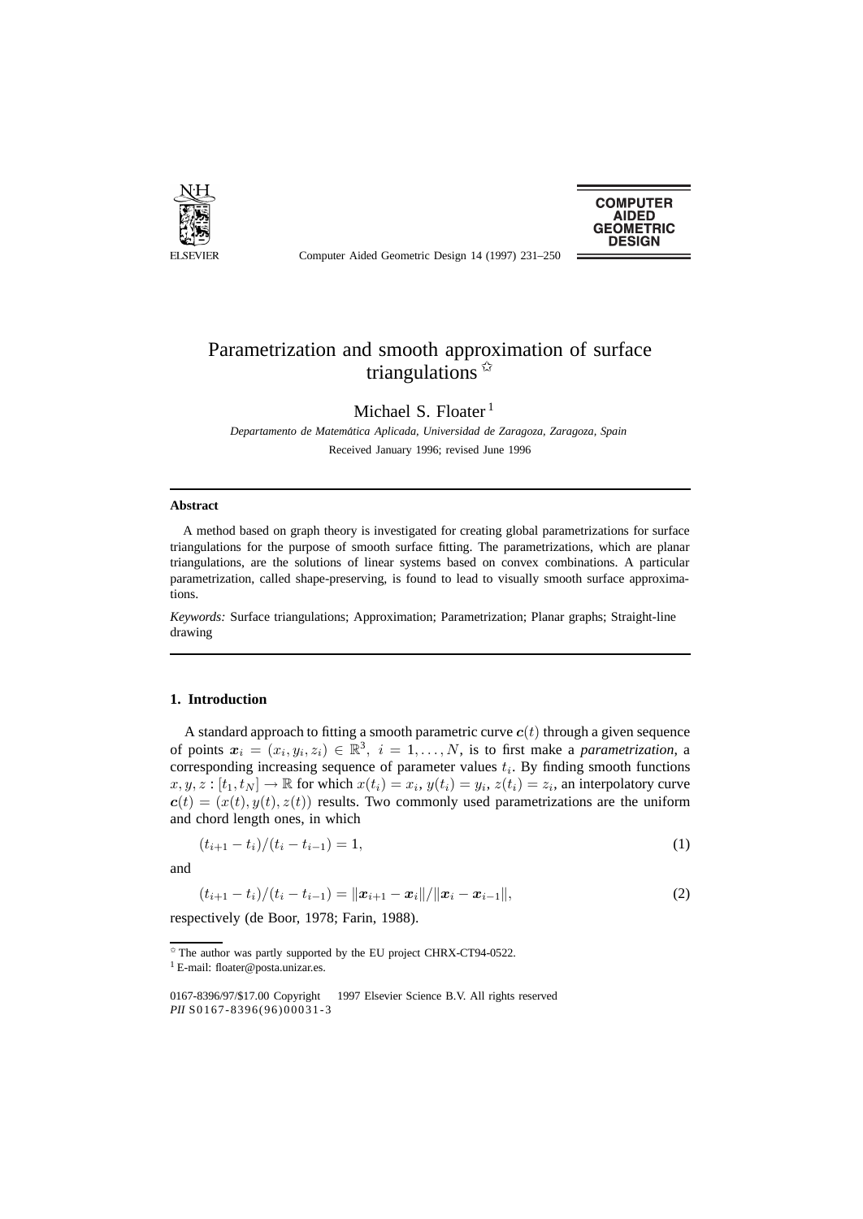# Parametrization and smooth approximation of surface triangulations ☆

Michael S. Floater [1]

*Departamento de Matemática Aplicada, Universidad de Zaragoza, Zaragoza, Spain*

Received January 1996; revised June 1996

### Abstract

A method based on graph theory is investigated for creating global parametrizations for surface triangulations for the purpose of smooth surface fitting. The parametrizations, which are planar triangulations, are the solutions of linear systems based on convex combinations. A particular parametrization, called shape-preserving, is found to lead to visually smooth surface approximations.

*Keywords:* Surface triangulations; Approximation; Parametrization; Planar graphs; Straight-line drawing

## 1. Introduction

A standard approach to fitting a smooth parametric curve $\boldsymbol{c}(t)$ through a given sequence of points $\boldsymbol{x}_i = (x_i, y_i, z_i) \in \mathbb{R}^3,\ i = 1, \ldots, N$, is to first make a *parametrization*, a corresponding increasing sequence of parameter values $t_i$. By finding smooth functions $x, y, z : [t_1, t_N] \to \mathbb{R}$ for which $x(t_i) = x_i$, $y(t_i) = y_i$, $z(t_i) = z_i$, an interpolatory curve $\boldsymbol{c}(t) = (x(t), y(t), z(t))$ results. Two commonly used parametrizations are the uniform and chord length ones, in which

$$(t_{i+1} - t_i)/(t_i - t_{i-1}) = 1, \tag{1}$$

and

$$(t_{i+1} - t_i)/(t_i - t_{i-1}) = \|\boldsymbol{x}_{i+1} - \boldsymbol{x}_i\| / \|\boldsymbol{x}_i - \boldsymbol{x}_{i-1}\|, \tag{2}$$

respectively (de Boor, 1978; Farin, 1988).

☆ The author was partly supported by the EU project CHRX-CT94-0522.

[1] E-mail: floater@posta.unizar.es.

0167-8396/97/$17.00 Copyright 1997 Elsevier Science B.V. All rights reserved
*PII* S0167-8396(96)00031-3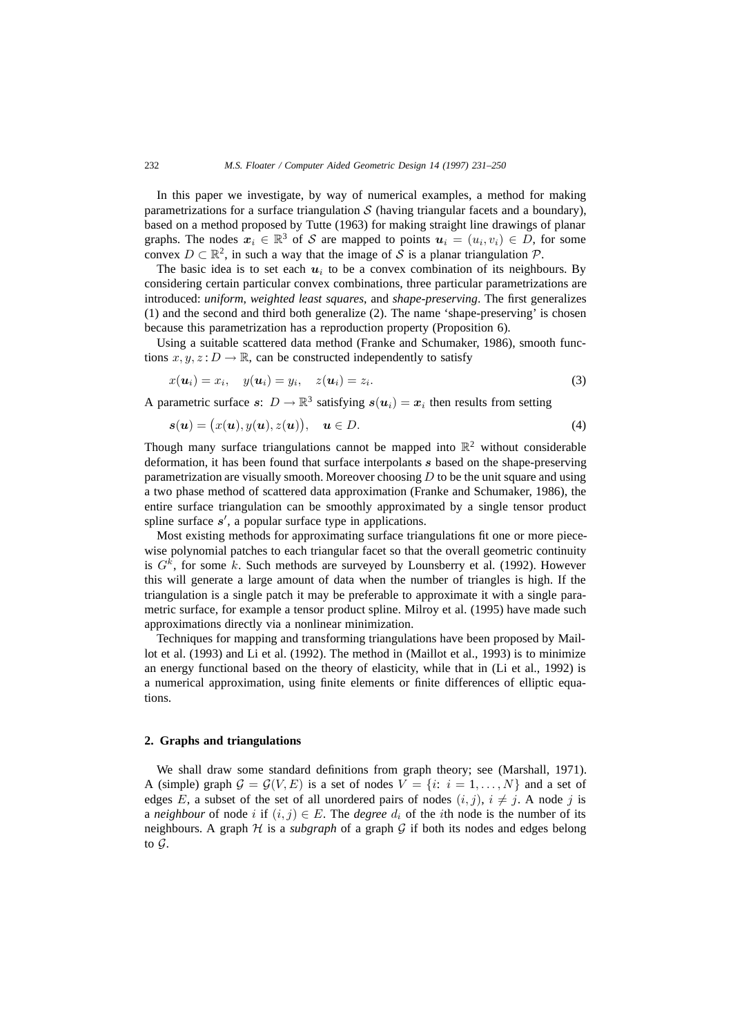In this paper we investigate, by way of numerical examples, a method for making parametrizations for a surface triangulation $\mathcal{S}$ (having triangular facets and a boundary), based on a method proposed by Tutte (1963) for making straight line drawings of planar graphs. The nodes $\boldsymbol{x}_i \in \mathbb{R}^3$ of $\mathcal{S}$ are mapped to points $\boldsymbol{u}_i = (u_i, v_i) \in D$, for some convex $D \subset \mathbb{R}^2$, in such a way that the image of $\mathcal{S}$ is a planar triangulation $\mathcal{P}$.

The basic idea is to set each $\boldsymbol{u}_i$ to be a convex combination of its neighbours. By considering certain particular convex combinations, three particular parametrizations are introduced: *uniform*, *weighted least squares*, and *shape-preserving*. The first generalizes (1) and the second and third both generalize (2). The name 'shape-preserving' is chosen because this parametrization has a reproduction property (Proposition 6).

Using a suitable scattered data method (Franke and Schumaker, 1986), smooth functions $x, y, z : D \to \mathbb{R}$, can be constructed independently to satisfy

$$x(\boldsymbol{u}_i) = x_i, \quad y(\boldsymbol{u}_i) = y_i, \quad z(\boldsymbol{u}_i) = z_i. \tag{3}$$

A parametric surface $\boldsymbol{s}$: $D \to \mathbb{R}^3$ satisfying $\boldsymbol{s}(\boldsymbol{u}_i) = \boldsymbol{x}_i$ then results from setting

$$\boldsymbol{s}(\boldsymbol{u}) = \big(x(\boldsymbol{u}), y(\boldsymbol{u}), z(\boldsymbol{u})\big), \quad \boldsymbol{u} \in D. \tag{4}$$

Though many surface triangulations cannot be mapped into $\mathbb{R}^2$ without considerable deformation, it has been found that surface interpolants $\boldsymbol{s}$ based on the shape-preserving parametrization are visually smooth. Moreover choosing $D$ to be the unit square and using a two phase method of scattered data approximation (Franke and Schumaker, 1986), the entire surface triangulation can be smoothly approximated by a single tensor product spline surface $\boldsymbol{s}'$, a popular surface type in applications.

Most existing methods for approximating surface triangulations fit one or more piecewise polynomial patches to each triangular facet so that the overall geometric continuity is $G^k$, for some $k$. Such methods are surveyed by Lounsberry et al. (1992). However this will generate a large amount of data when the number of triangles is high. If the triangulation is a single patch it may be preferable to approximate it with a single parametric surface, for example a tensor product spline. Milroy et al. (1995) have made such approximations directly via a nonlinear minimization.

Techniques for mapping and transforming triangulations have been proposed by Maillot et al. (1993) and Li et al. (1992). The method in (Maillot et al., 1993) is to minimize an energy functional based on the theory of elasticity, while that in (Li et al., 1992) is a numerical approximation, using finite elements or finite differences of elliptic equations.

## 2. Graphs and triangulations

We shall draw some standard definitions from graph theory; see (Marshall, 1971). A (simple) graph $\mathcal{G} = \mathcal{G}(V, E)$ is a set of nodes $V = \{i\colon\ i = 1, \ldots, N\}$ and a set of edges $E$, a subset of the set of all unordered pairs of nodes $(i, j)$, $i \neq j$. A node $j$ is a *neighbour* of node $i$ if $(i, j) \in E$. The *degree* $d_i$ of the $i$th node is the number of its neighbours. A graph $\mathcal{H}$ is a *subgraph* of a graph $\mathcal{G}$ if both its nodes and edges belong to $\mathcal{G}$.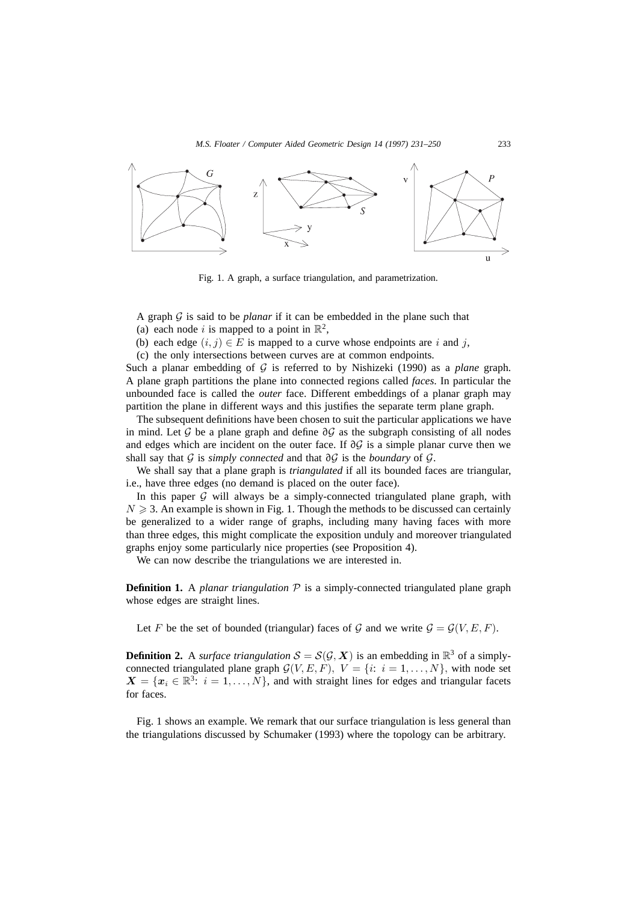Fig. 1. A graph, a surface triangulation, and parametrization.

A graph $\mathcal{G}$ is said to be *planar* if it can be embedded in the plane such that

(a) each node $i$ is mapped to a point in $\mathbb{R}^2$,

(b) each edge $(i,j) \in E$ is mapped to a curve whose endpoints are $i$ and $j$,

(c) the only intersections between curves are at common endpoints.

Such a planar embedding of $\mathcal{G}$ is referred to by Nishizeki (1990) as a *plane* graph. A plane graph partitions the plane into connected regions called *faces*. In particular the unbounded face is called the *outer* face. Different embeddings of a planar graph may partition the plane in different ways and this justifies the separate term plane graph.

The subsequent definitions have been chosen to suit the particular applications we have in mind. Let $\mathcal{G}$ be a plane graph and define $\partial\mathcal{G}$ as the subgraph consisting of all nodes and edges which are incident on the outer face. If $\partial\mathcal{G}$ is a simple planar curve then we shall say that $\mathcal{G}$ is *simply connected* and that $\partial\mathcal{G}$ is the *boundary* of $\mathcal{G}$.

We shall say that a plane graph is *triangulated* if all its bounded faces are triangular, i.e., have three edges (no demand is placed on the outer face).

In this paper $\mathcal{G}$ will always be a simply-connected triangulated plane graph, with $N \geqslant 3$. An example is shown in Fig. 1. Though the methods to be discussed can certainly be generalized to a wider range of graphs, including many having faces with more than three edges, this might complicate the exposition unduly and moreover triangulated graphs enjoy some particularly nice properties (see Proposition 4).

We can now describe the triangulations we are interested in.

**Definition 1.** A *planar triangulation* $\mathcal{P}$ is a simply-connected triangulated plane graph whose edges are straight lines.

Let $F$ be the set of bounded (triangular) faces of $\mathcal{G}$ and we write $\mathcal{G} = \mathcal{G}(V, E, F)$.

**Definition 2.** A *surface triangulation* $\mathcal{S} = \mathcal{S}(\mathcal{G}, \boldsymbol{X})$ is an embedding in $\mathbb{R}^3$ of a simply-connected triangulated plane graph $\mathcal{G}(V, E, F)$, $V = \{i\colon\ i = 1, \ldots, N\}$, with node set $\boldsymbol{X} = \{\boldsymbol{x}_i \in \mathbb{R}^3\colon\ i = 1, \ldots, N\}$, and with straight lines for edges and triangular facets for faces.

Fig. 1 shows an example. We remark that our surface triangulation is less general than the triangulations discussed by Schumaker (1993) where the topology can be arbitrary.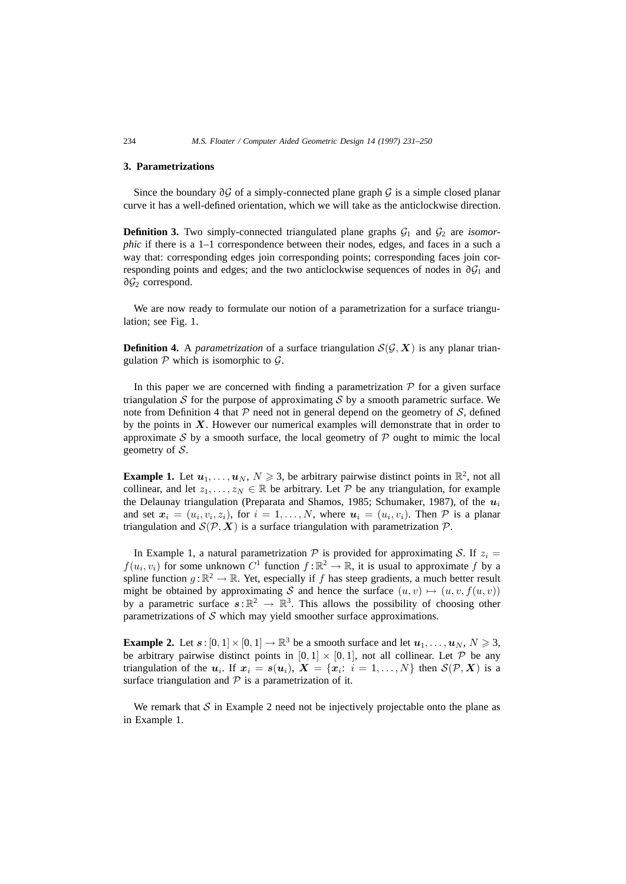## 3. Parametrizations

Since the boundary $\partial\mathcal{G}$ of a simply-connected plane graph $\mathcal{G}$ is a simple closed planar curve it has a well-defined orientation, which we will take as the anticlockwise direction.

**Definition 3.** Two simply-connected triangulated plane graphs $\mathcal{G}_1$ and $\mathcal{G}_2$ are *isomorphic* if there is a 1–1 correspondence between their nodes, edges, and faces in a such a way that: corresponding edges join corresponding points; corresponding faces join corresponding points and edges; and the two anticlockwise sequences of nodes in $\partial\mathcal{G}_1$ and $\partial\mathcal{G}_2$ correspond.

We are now ready to formulate our notion of a parametrization for a surface triangulation; see Fig. 1.

**Definition 4.** A *parametrization* of a surface triangulation $\mathcal{S}(\mathcal{G}, \boldsymbol{X})$ is any planar triangulation $\mathcal{P}$ which is isomorphic to $\mathcal{G}$.

In this paper we are concerned with finding a parametrization $\mathcal{P}$ for a given surface triangulation $\mathcal{S}$ for the purpose of approximating $\mathcal{S}$ by a smooth parametric surface. We note from Definition 4 that $\mathcal{P}$ need not in general depend on the geometry of $\mathcal{S}$, defined by the points in $\boldsymbol{X}$. However our numerical examples will demonstrate that in order to approximate $\mathcal{S}$ by a smooth surface, the local geometry of $\mathcal{P}$ ought to mimic the local geometry of $\mathcal{S}$.

**Example 1.** Let $\boldsymbol{u}_1, \ldots, \boldsymbol{u}_N$, $N \geqslant 3$, be arbitrary pairwise distinct points in $\mathbb{R}^2$, not all collinear, and let $z_1, \ldots, z_N \in \mathbb{R}$ be arbitrary. Let $\mathcal{P}$ be any triangulation, for example the Delaunay triangulation (Preparata and Shamos, 1985; Schumaker, 1987), of the $\boldsymbol{u}_i$ and set $\boldsymbol{x}_i = (u_i, v_i, z_i)$, for $i = 1, \ldots, N$, where $\boldsymbol{u}_i = (u_i, v_i)$. Then $\mathcal{P}$ is a planar triangulation and $\mathcal{S}(\mathcal{P}, \boldsymbol{X})$ is a surface triangulation with parametrization $\mathcal{P}$.

In Example 1, a natural parametrization $\mathcal{P}$ is provided for approximating $\mathcal{S}$. If $z_i = f(u_i, v_i)$ for some unknown $C^1$ function $f : \mathbb{R}^2 \to \mathbb{R}$, it is usual to approximate $f$ by a spline function $g : \mathbb{R}^2 \to \mathbb{R}$. Yet, especially if $f$ has steep gradients, a much better result might be obtained by approximating $\mathcal{S}$ and hence the surface $(u, v) \mapsto (u, v, f(u, v))$ by a parametric surface $\boldsymbol{s} : \mathbb{R}^2 \to \mathbb{R}^3$. This allows the possibility of choosing other parametrizations of $\mathcal{S}$ which may yield smoother surface approximations.

**Example 2.** Let $\boldsymbol{s} : [0, 1] \times [0, 1] \to \mathbb{R}^3$ be a smooth surface and let $\boldsymbol{u}_1, \ldots, \boldsymbol{u}_N$, $N \geqslant 3$, be arbitrary pairwise distinct points in $[0, 1] \times [0, 1]$, not all collinear. Let $\mathcal{P}$ be any triangulation of the $\boldsymbol{u}_i$. If $\boldsymbol{x}_i = \boldsymbol{s}(\boldsymbol{u}_i)$, $\boldsymbol{X} = \{\boldsymbol{x}_i\colon\ i = 1, \ldots, N\}$ then $\mathcal{S}(\mathcal{P}, \boldsymbol{X})$ is a surface triangulation and $\mathcal{P}$ is a parametrization of it.

We remark that $\mathcal{S}$ in Example 2 need not be injectively projectable onto the plane as in Example 1.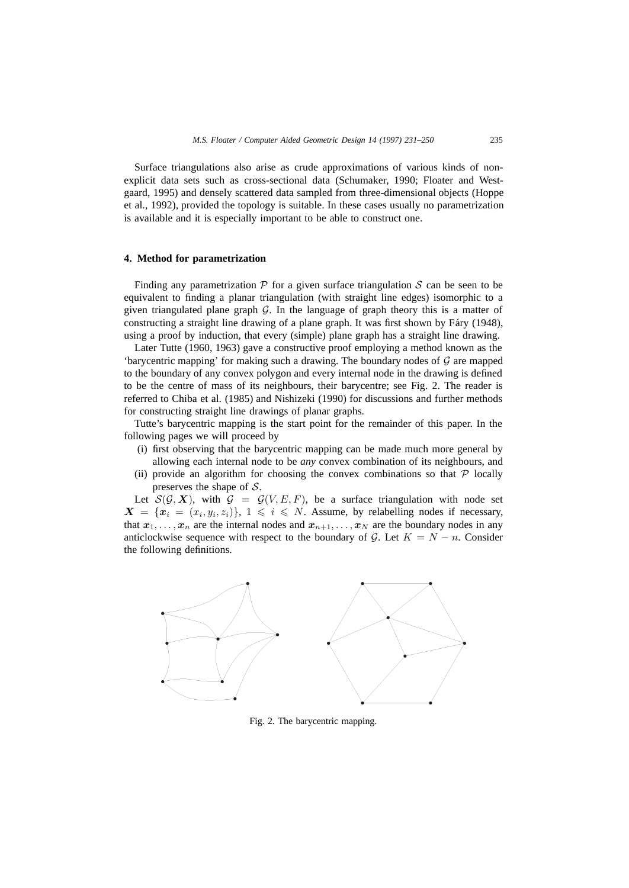Surface triangulations also arise as crude approximations of various kinds of non-explicit data sets such as cross-sectional data (Schumaker, 1990; Floater and Westgaard, 1995) and densely scattered data sampled from three-dimensional objects (Hoppe et al., 1992), provided the topology is suitable. In these cases usually no parametrization is available and it is especially important to be able to construct one.

## 4. Method for parametrization

Finding any parametrization $\mathcal{P}$ for a given surface triangulation $\mathcal{S}$ can be seen to be equivalent to finding a planar triangulation (with straight line edges) isomorphic to a given triangulated plane graph $\mathcal{G}$. In the language of graph theory this is a matter of constructing a straight line drawing of a plane graph. It was first shown by Fáry (1948), using a proof by induction, that every (simple) plane graph has a straight line drawing.

Later Tutte (1960, 1963) gave a constructive proof employing a method known as the 'barycentric mapping' for making such a drawing. The boundary nodes of $\mathcal{G}$ are mapped to the boundary of any convex polygon and every internal node in the drawing is defined to be the centre of mass of its neighbours, their barycentre; see Fig. 2. The reader is referred to Chiba et al. (1985) and Nishizeki (1990) for discussions and further methods for constructing straight line drawings of planar graphs.

Tutte's barycentric mapping is the start point for the remainder of this paper. In the following pages we will proceed by

(i) first observing that the barycentric mapping can be made much more general by allowing each internal node to be *any* convex combination of its neighbours, and

(ii) provide an algorithm for choosing the convex combinations so that $\mathcal{P}$ locally preserves the shape of $\mathcal{S}$.

Let $\mathcal{S}(\mathcal{G}, \boldsymbol{X})$, with $\mathcal{G} = \mathcal{G}(V, E, F)$, be a surface triangulation with node set $\boldsymbol{X} = \{\boldsymbol{x}_i = (x_i, y_i, z_i)\}$, $1 \leqslant i \leqslant N$. Assume, by relabelling nodes if necessary, that $\boldsymbol{x}_1, \ldots, \boldsymbol{x}_n$ are the internal nodes and $\boldsymbol{x}_{n+1}, \ldots, \boldsymbol{x}_N$ are the boundary nodes in any anticlockwise sequence with respect to the boundary of $\mathcal{G}$. Let $K = N - n$. Consider the following definitions.

Fig. 2. The barycentric mapping.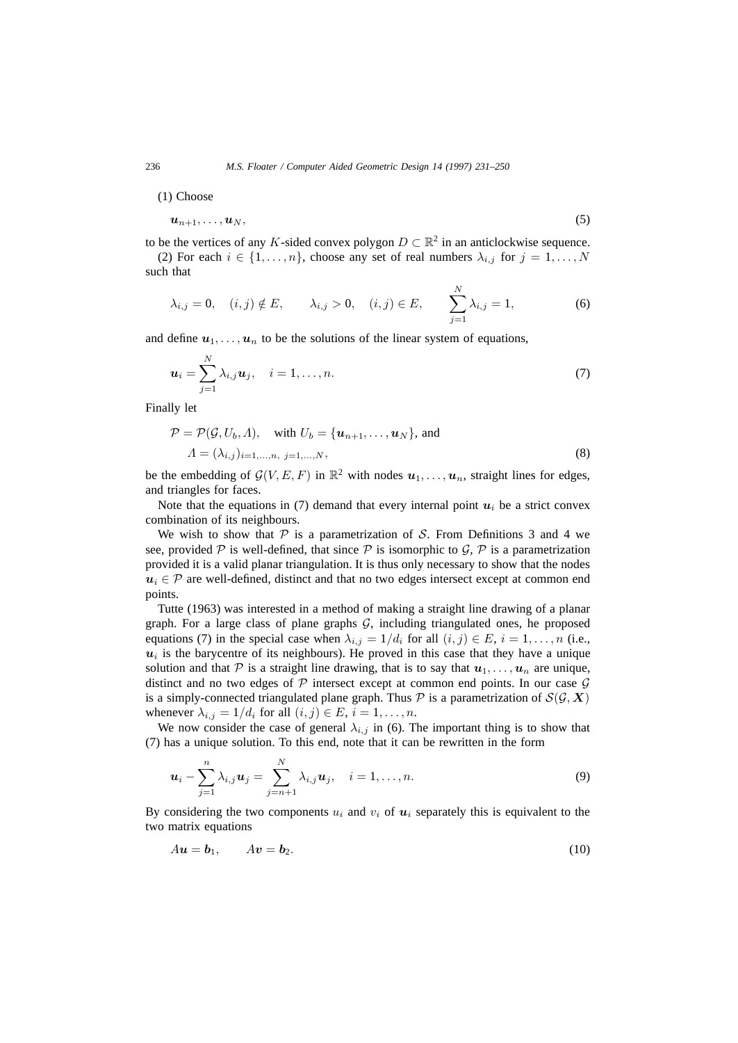(1) Choose

$$\boldsymbol{u}_{n+1}, \ldots, \boldsymbol{u}_N, \tag{5}$$

to be the vertices of any $K$-sided convex polygon $D \subset \mathbb{R}^2$ in an anticlockwise sequence.

(2) For each $i \in \{1, \ldots, n\}$, choose any set of real numbers $\lambda_{i,j}$ for $j = 1, \ldots, N$ such that

$$\lambda_{i,j} = 0, \quad (i,j) \notin E, \qquad \lambda_{i,j} > 0, \quad (i,j) \in E, \qquad \sum_{j=1}^{N} \lambda_{i,j} = 1, \tag{6}$$

and define $\boldsymbol{u}_1, \ldots, \boldsymbol{u}_n$ to be the solutions of the linear system of equations,

$$\boldsymbol{u}_i = \sum_{j=1}^{N} \lambda_{i,j} \boldsymbol{u}_j, \quad i = 1, \ldots, n. \tag{7}$$

Finally let

$$\begin{aligned} &\mathcal{P} = \mathcal{P}(\mathcal{G}, U_b, \Lambda), \quad \text{with } U_b = \{\boldsymbol{u}_{n+1}, \ldots, \boldsymbol{u}_N\}, \text{ and} \\ &\quad \Lambda = (\lambda_{i,j})_{i=1,\ldots,n,\ j=1,\ldots,N}, \end{aligned} \tag{8}$$

be the embedding of $\mathcal{G}(V, E, F)$ in $\mathbb{R}^2$ with nodes $\boldsymbol{u}_1, \ldots, \boldsymbol{u}_n$, straight lines for edges, and triangles for faces.

Note that the equations in (7) demand that every internal point $\boldsymbol{u}_i$ be a strict convex combination of its neighbours.

We wish to show that $\mathcal{P}$ is a parametrization of $\mathcal{S}$. From Definitions 3 and 4 we see, provided $\mathcal{P}$ is well-defined, that since $\mathcal{P}$ is isomorphic to $\mathcal{G}$, $\mathcal{P}$ is a parametrization provided it is a valid planar triangulation. It is thus only necessary to show that the nodes $\boldsymbol{u}_i \in \mathcal{P}$ are well-defined, distinct and that no two edges intersect except at common end points.

Tutte (1963) was interested in a method of making a straight line drawing of a planar graph. For a large class of plane graphs $\mathcal{G}$, including triangulated ones, he proposed equations (7) in the special case when $\lambda_{i,j} = 1/d_i$ for all $(i,j) \in E$, $i = 1, \ldots, n$ (i.e., $\boldsymbol{u}_i$ is the barycentre of its neighbours). He proved in this case that they have a unique solution and that $\mathcal{P}$ is a straight line drawing, that is to say that $\boldsymbol{u}_1, \ldots, \boldsymbol{u}_n$ are unique, distinct and no two edges of $\mathcal{P}$ intersect except at common end points. In our case $\mathcal{G}$ is a simply-connected triangulated plane graph. Thus $\mathcal{P}$ is a parametrization of $\mathcal{S}(\mathcal{G}, \boldsymbol{X})$ whenever $\lambda_{i,j} = 1/d_i$ for all $(i,j) \in E$, $i = 1, \ldots, n$.

We now consider the case of general $\lambda_{i,j}$ in (6). The important thing is to show that (7) has a unique solution. To this end, note that it can be rewritten in the form

$$\boldsymbol{u}_i - \sum_{j=1}^{n} \lambda_{i,j} \boldsymbol{u}_j = \sum_{j=n+1}^{N} \lambda_{i,j} \boldsymbol{u}_j, \quad i = 1, \ldots, n. \tag{9}$$

By considering the two components $u_i$ and $v_i$ of $\boldsymbol{u}_i$ separately this is equivalent to the two matrix equations

$$A\boldsymbol{u} = \boldsymbol{b}_1, \qquad A\boldsymbol{v} = \boldsymbol{b}_2. \tag{10}$$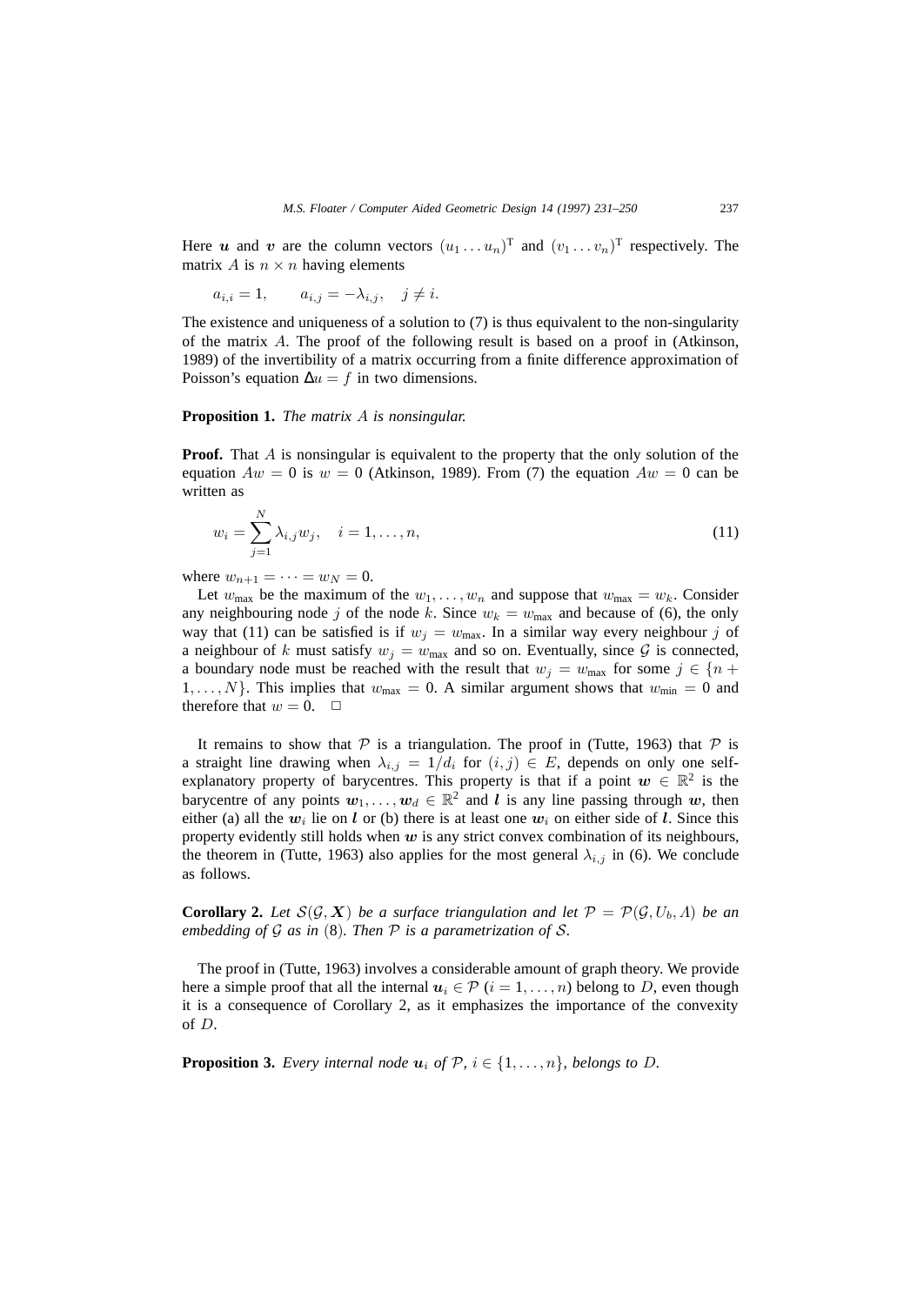Here $\boldsymbol{u}$ and $\boldsymbol{v}$ are the column vectors $(u_1 \ldots u_n)^{\mathrm{T}}$ and $(v_1 \ldots v_n)^{\mathrm{T}}$ respectively. The matrix $A$ is $n \times n$ having elements

$$a_{i,i} = 1, \qquad a_{i,j} = -\lambda_{i,j}, \quad j \neq i.$$

The existence and uniqueness of a solution to (7) is thus equivalent to the non-singularity of the matrix $A$. The proof of the following result is based on a proof in (Atkinson, 1989) of the invertibility of a matrix occurring from a finite difference approximation of Poisson's equation $\Delta u = f$ in two dimensions.

**Proposition 1.** *The matrix $A$ is nonsingular.*

**Proof.** That $A$ is nonsingular is equivalent to the property that the only solution of the equation $Aw = 0$ is $w = 0$ (Atkinson, 1989). From (7) the equation $Aw = 0$ can be written as

$$w_i = \sum_{j=1}^{N} \lambda_{i,j} w_j, \quad i = 1, \ldots, n, \tag{11}$$

where $w_{n+1} = \cdots = w_N = 0$.

Let $w_{\max}$ be the maximum of the $w_1, \ldots, w_n$ and suppose that $w_{\max} = w_k$. Consider any neighbouring node $j$ of the node $k$. Since $w_k = w_{\max}$ and because of (6), the only way that (11) can be satisfied is if $w_j = w_{\max}$. In a similar way every neighbour $j$ of a neighbour of $k$ must satisfy $w_j = w_{\max}$ and so on. Eventually, since $\mathcal{G}$ is connected, a boundary node must be reached with the result that $w_j = w_{\max}$ for some $j \in \{n+1, \ldots, N\}$. This implies that $w_{\max} = 0$. A similar argument shows that $w_{\min} = 0$ and therefore that $w = 0$. $\Box$

It remains to show that $\mathcal{P}$ is a triangulation. The proof in (Tutte, 1963) that $\mathcal{P}$ is a straight line drawing when $\lambda_{i,j} = 1/d_i$ for $(i,j) \in E$, depends on only one self-explanatory property of barycentres. This property is that if a point $\boldsymbol{w} \in \mathbb{R}^2$ is the barycentre of any points $\boldsymbol{w}_1, \ldots, \boldsymbol{w}_d \in \mathbb{R}^2$ and $\boldsymbol{l}$ is any line passing through $\boldsymbol{w}$, then either (a) all the $\boldsymbol{w}_i$ lie on $\boldsymbol{l}$ or (b) there is at least one $\boldsymbol{w}_i$ on either side of $\boldsymbol{l}$. Since this property evidently still holds when $\boldsymbol{w}$ is any strict convex combination of its neighbours, the theorem in (Tutte, 1963) also applies for the most general $\lambda_{i,j}$ in (6). We conclude as follows.

**Corollary 2.** *Let $\mathcal{S}(\mathcal{G}, \boldsymbol{X})$ be a surface triangulation and let $\mathcal{P} = \mathcal{P}(\mathcal{G}, U_b, \Lambda)$ be an embedding of $\mathcal{G}$ as in* (8)*. Then $\mathcal{P}$ is a parametrization of $\mathcal{S}$.*

The proof in (Tutte, 1963) involves a considerable amount of graph theory. We provide here a simple proof that all the internal $\boldsymbol{u}_i \in \mathcal{P}$ ($i = 1, \ldots, n$) belong to $D$, even though it is a consequence of Corollary 2, as it emphasizes the importance of the convexity of $D$.

**Proposition 3.** *Every internal node $\boldsymbol{u}_i$ of $\mathcal{P}$, $i \in \{1, \ldots, n\}$, belongs to $D$.*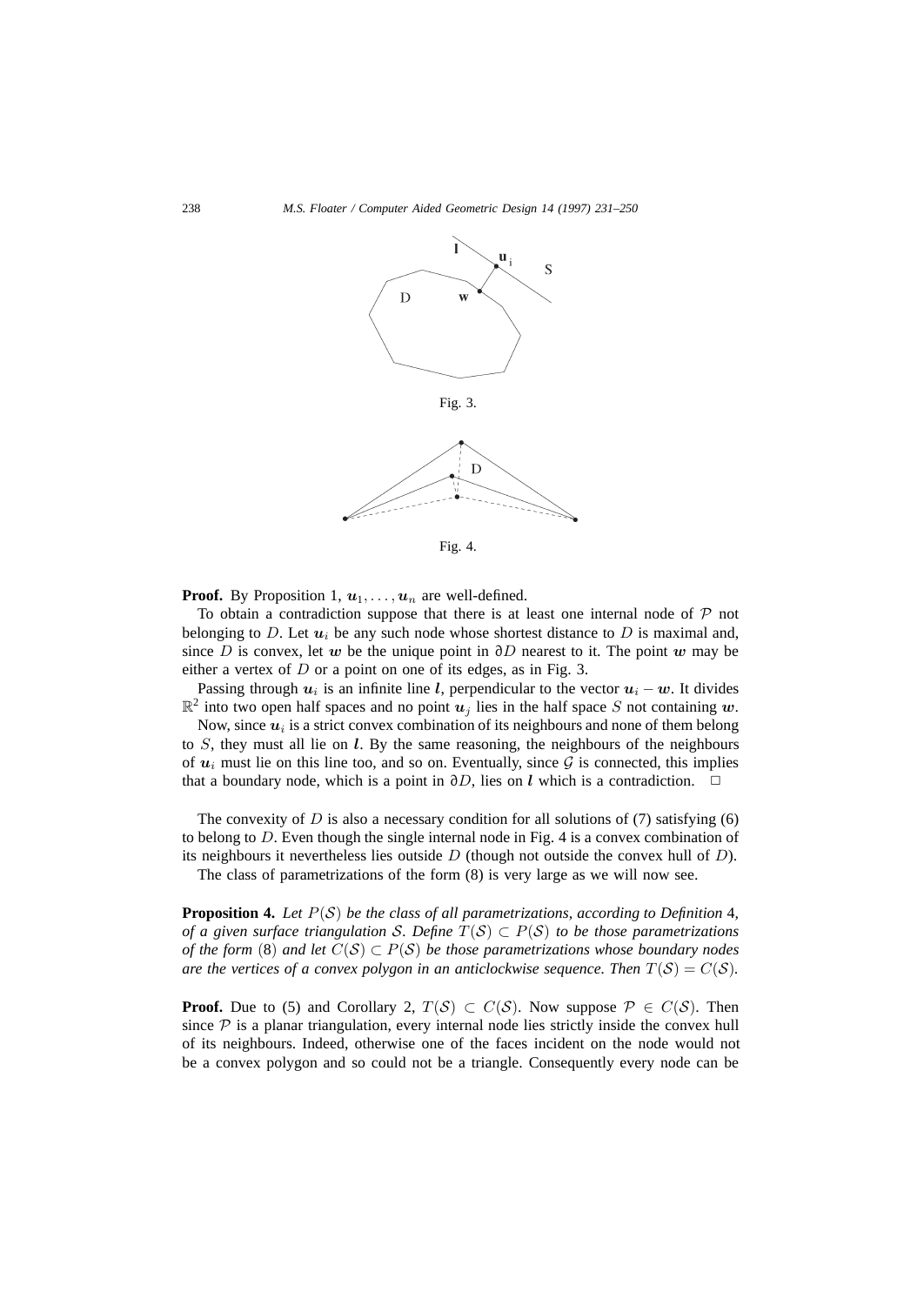Fig. 3.

Fig. 4.

**Proof.** By Proposition 1, $\boldsymbol{u}_1, \ldots, \boldsymbol{u}_n$ are well-defined.

To obtain a contradiction suppose that there is at least one internal node of $\mathcal{P}$ not belonging to $D$. Let $\boldsymbol{u}_i$ be any such node whose shortest distance to $D$ is maximal and, since $D$ is convex, let $\boldsymbol{w}$ be the unique point in $\partial D$ nearest to it. The point $\boldsymbol{w}$ may be either a vertex of $D$ or a point on one of its edges, as in Fig. 3.

Passing through $\boldsymbol{u}_i$ is an infinite line $\boldsymbol{l}$, perpendicular to the vector $\boldsymbol{u}_i - \boldsymbol{w}$. It divides $\mathbb{R}^2$ into two open half spaces and no point $\boldsymbol{u}_j$ lies in the half space $S$ not containing $\boldsymbol{w}$.

Now, since $\boldsymbol{u}_i$ is a strict convex combination of its neighbours and none of them belong to $S$, they must all lie on $\boldsymbol{l}$. By the same reasoning, the neighbours of the neighbours of $\boldsymbol{u}_i$ must lie on this line too, and so on. Eventually, since $\mathcal{G}$ is connected, this implies that a boundary node, which is a point in $\partial D$, lies on $\boldsymbol{l}$ which is a contradiction. □

The convexity of $D$ is also a necessary condition for all solutions of (7) satisfying (6) to belong to $D$. Even though the single internal node in Fig. 4 is a convex combination of its neighbours it nevertheless lies outside $D$ (though not outside the convex hull of $D$).

The class of parametrizations of the form (8) is very large as we will now see.

**Proposition 4.** *Let $P(\mathcal{S})$ be the class of all parametrizations, according to Definition* 4*, of a given surface triangulation $\mathcal{S}$. Define $T(\mathcal{S}) \subset P(\mathcal{S})$ to be those parametrizations of the form* (8) *and let $C(\mathcal{S}) \subset P(\mathcal{S})$ be those parametrizations whose boundary nodes are the vertices of a convex polygon in an anticlockwise sequence. Then $T(\mathcal{S}) = C(\mathcal{S})$.*

**Proof.** Due to (5) and Corollary 2, $T(\mathcal{S}) \subset C(\mathcal{S})$. Now suppose $\mathcal{P} \in C(\mathcal{S})$. Then since $\mathcal{P}$ is a planar triangulation, every internal node lies strictly inside the convex hull of its neighbours. Indeed, otherwise one of the faces incident on the node would not be a convex polygon and so could not be a triangle. Consequently every node can be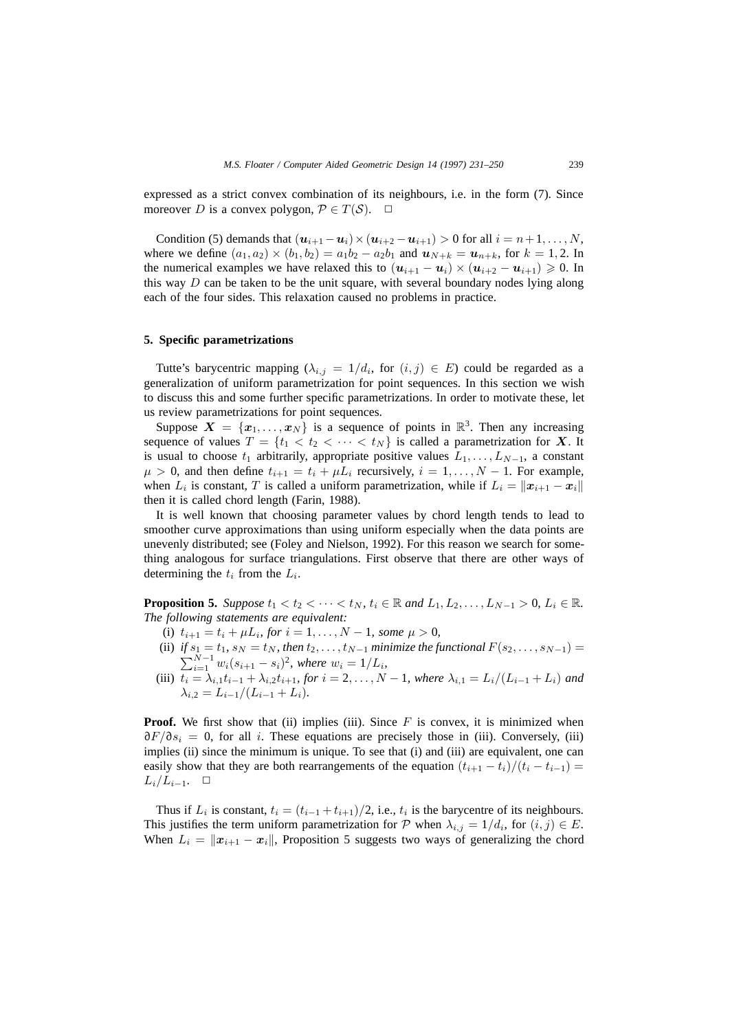expressed as a strict convex combination of its neighbours, i.e. in the form (7). Since moreover $D$ is a convex polygon, $\mathcal{P} \in T(\mathcal{S})$. $\square$

Condition (5) demands that $(\boldsymbol{u}_{i+1} - \boldsymbol{u}_i) \times (\boldsymbol{u}_{i+2} - \boldsymbol{u}_{i+1}) > 0$ for all $i = n+1, \dots, N$, where we define $(a_1, a_2) \times (b_1, b_2) = a_1 b_2 - a_2 b_1$ and $\boldsymbol{u}_{N+k} = \boldsymbol{u}_{n+k}$, for $k = 1, 2$. In the numerical examples we have relaxed this to $(\boldsymbol{u}_{i+1} - \boldsymbol{u}_i) \times (\boldsymbol{u}_{i+2} - \boldsymbol{u}_{i+1}) \geqslant 0$. In this way $D$ can be taken to be the unit square, with several boundary nodes lying along each of the four sides. This relaxation caused no problems in practice.

## 5. Specific parametrizations

Tutte's barycentric mapping ($\lambda_{i,j} = 1/d_i$, for $(i,j) \in E$) could be regarded as a generalization of uniform parametrization for point sequences. In this section we wish to discuss this and some further specific parametrizations. In order to motivate these, let us review parametrizations for point sequences.

Suppose $\boldsymbol{X} = \{\boldsymbol{x}_1, \dots, \boldsymbol{x}_N\}$ is a sequence of points in $\mathbb{R}^3$. Then any increasing sequence of values $T = \{t_1 < t_2 < \cdots < t_N\}$ is called a parametrization for $\boldsymbol{X}$. It is usual to choose $t_1$ arbitrarily, appropriate positive values $L_1, \dots, L_{N-1}$, a constant $\mu > 0$, and then define $t_{i+1} = t_i + \mu L_i$ recursively, $i = 1, \dots, N-1$. For example, when $L_i$ is constant, $T$ is called a uniform parametrization, while if $L_i = \|\boldsymbol{x}_{i+1} - \boldsymbol{x}_i\|$ then it is called chord length (Farin, 1988).

It is well known that choosing parameter values by chord length tends to lead to smoother curve approximations than using uniform especially when the data points are unevenly distributed; see (Foley and Nielson, 1992). For this reason we search for something analogous for surface triangulations. First observe that there are other ways of determining the $t_i$ from the $L_i$.

**Proposition 5.** *Suppose $t_1 < t_2 < \cdots < t_N$, $t_i \in \mathbb{R}$ and $L_1, L_2, \dots, L_{N-1} > 0$, $L_i \in \mathbb{R}$. The following statements are equivalent:*

(i) *$t_{i+1} = t_i + \mu L_i$, for $i = 1, \dots, N-1$, some $\mu > 0$,*

(ii) *if $s_1 = t_1$, $s_N = t_N$, then $t_2, \dots, t_{N-1}$ minimize the functional $F(s_2, \dots, s_{N-1}) = \sum_{i=1}^{N-1} w_i (s_{i+1} - s_i)^2$, where $w_i = 1/L_i$,*

(iii) *$t_i = \lambda_{i,1} t_{i-1} + \lambda_{i,2} t_{i+1}$, for $i = 2, \dots, N-1$, where $\lambda_{i,1} = L_i/(L_{i-1} + L_i)$ and $\lambda_{i,2} = L_{i-1}/(L_{i-1} + L_i)$.*

**Proof.** We first show that (ii) implies (iii). Since $F$ is convex, it is minimized when $\partial F/\partial s_i = 0$, for all $i$. These equations are precisely those in (iii). Conversely, (iii) implies (ii) since the minimum is unique. To see that (i) and (iii) are equivalent, one can easily show that they are both rearrangements of the equation $(t_{i+1} - t_i)/(t_i - t_{i-1}) = L_i/L_{i-1}$. $\square$

Thus if $L_i$ is constant, $t_i = (t_{i-1} + t_{i+1})/2$, i.e., $t_i$ is the barycentre of its neighbours. This justifies the term uniform parametrization for $\mathcal{P}$ when $\lambda_{i,j} = 1/d_i$, for $(i,j) \in E$. When $L_i = \|\boldsymbol{x}_{i+1} - \boldsymbol{x}_i\|$, Proposition 5 suggests two ways of generalizing the chord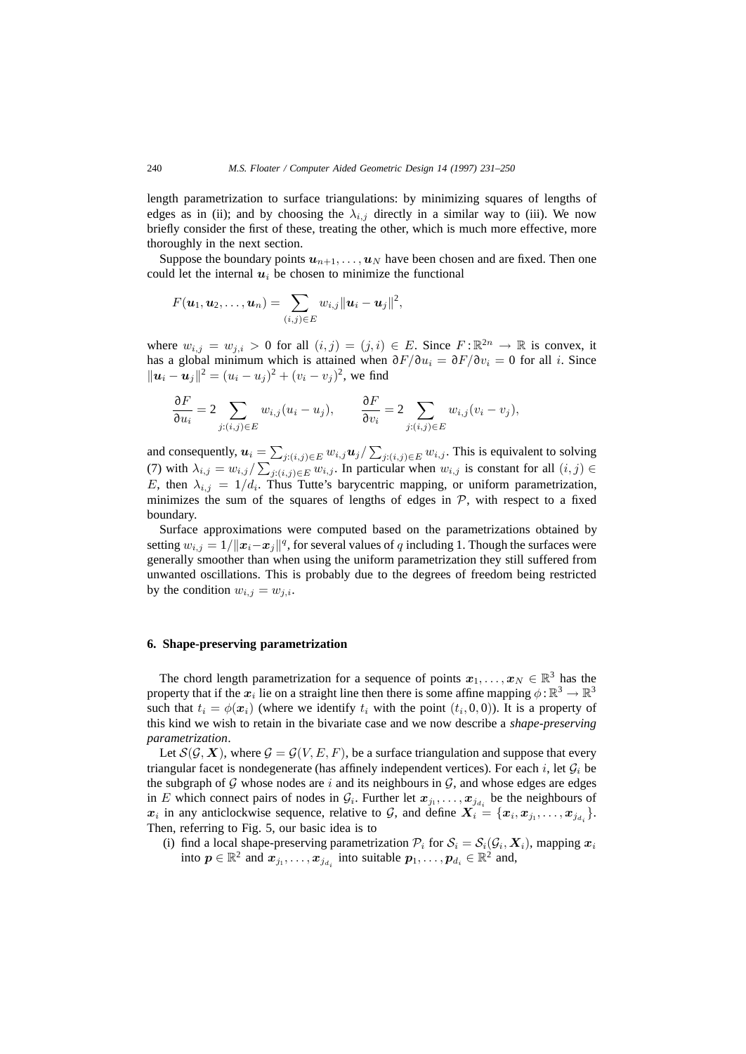length parametrization to surface triangulations: by minimizing squares of lengths of edges as in (ii); and by choosing the $\lambda_{i,j}$ directly in a similar way to (iii). We now briefly consider the first of these, treating the other, which is much more effective, more thoroughly in the next section.

Suppose the boundary points $\boldsymbol{u}_{n+1}, \ldots, \boldsymbol{u}_N$ have been chosen and are fixed. Then one could let the internal $\boldsymbol{u}_i$ be chosen to minimize the functional

$$F(\boldsymbol{u}_1, \boldsymbol{u}_2, \ldots, \boldsymbol{u}_n) = \sum_{(i,j) \in E} w_{i,j} \|\boldsymbol{u}_i - \boldsymbol{u}_j\|^2,$$

where $w_{i,j} = w_{j,i} > 0$ for all $(i,j) = (j,i) \in E$. Since $F : \mathbb{R}^{2n} \to \mathbb{R}$ is convex, it has a global minimum which is attained when $\partial F / \partial u_i = \partial F / \partial v_i = 0$ for all $i$. Since $\|\boldsymbol{u}_i - \boldsymbol{u}_j\|^2 = (u_i - u_j)^2 + (v_i - v_j)^2$, we find

$$\frac{\partial F}{\partial u_i} = 2 \sum_{j:(i,j) \in E} w_{i,j}(u_i - u_j), \qquad \frac{\partial F}{\partial v_i} = 2 \sum_{j:(i,j) \in E} w_{i,j}(v_i - v_j),$$

and consequently, $\boldsymbol{u}_i = \sum_{j:(i,j) \in E} w_{i,j} \boldsymbol{u}_j / \sum_{j:(i,j) \in E} w_{i,j}$. This is equivalent to solving (7) with $\lambda_{i,j} = w_{i,j} / \sum_{j:(i,j) \in E} w_{i,j}$. In particular when $w_{i,j}$ is constant for all $(i,j) \in E$, then $\lambda_{i,j} = 1/d_i$. Thus Tutte's barycentric mapping, or uniform parametrization, minimizes the sum of the squares of lengths of edges in $\mathcal{P}$, with respect to a fixed boundary.

Surface approximations were computed based on the parametrizations obtained by setting $w_{i,j} = 1/\|\boldsymbol{x}_i - \boldsymbol{x}_j\|^q$, for several values of $q$ including 1. Though the surfaces were generally smoother than when using the uniform parametrization they still suffered from unwanted oscillations. This is probably due to the degrees of freedom being restricted by the condition $w_{i,j} = w_{j,i}$.

## 6. Shape-preserving parametrization

The chord length parametrization for a sequence of points $\boldsymbol{x}_1, \ldots, \boldsymbol{x}_N \in \mathbb{R}^3$ has the property that if the $\boldsymbol{x}_i$ lie on a straight line then there is some affine mapping $\phi : \mathbb{R}^3 \to \mathbb{R}^3$ such that $t_i = \phi(\boldsymbol{x}_i)$ (where we identify $t_i$ with the point $(t_i, 0, 0)$). It is a property of this kind we wish to retain in the bivariate case and we now describe a *shape-preserving parametrization*.

Let $\mathcal{S}(\mathcal{G}, \boldsymbol{X})$, where $\mathcal{G} = \mathcal{G}(V, E, F)$, be a surface triangulation and suppose that every triangular facet is nondegenerate (has affinely independent vertices). For each $i$, let $\mathcal{G}_i$ be the subgraph of $\mathcal{G}$ whose nodes are $i$ and its neighbours in $\mathcal{G}$, and whose edges are edges in $E$ which connect pairs of nodes in $\mathcal{G}_i$. Further let $\boldsymbol{x}_{j_1}, \ldots, \boldsymbol{x}_{j_{d_i}}$ be the neighbours of $\boldsymbol{x}_i$ in any anticlockwise sequence, relative to $\mathcal{G}$, and define $\boldsymbol{X}_i = \{\boldsymbol{x}_i, \boldsymbol{x}_{j_1}, \ldots, \boldsymbol{x}_{j_{d_i}}\}$. Then, referring to Fig. 5, our basic idea is to

(i) find a local shape-preserving parametrization $\mathcal{P}_i$ for $\mathcal{S}_i = \mathcal{S}_i(\mathcal{G}_i, \boldsymbol{X}_i)$, mapping $\boldsymbol{x}_i$ into $\boldsymbol{p} \in \mathbb{R}^2$ and $\boldsymbol{x}_{j_1}, \ldots, \boldsymbol{x}_{j_{d_i}}$ into suitable $\boldsymbol{p}_1, \ldots, \boldsymbol{p}_{d_i} \in \mathbb{R}^2$ and,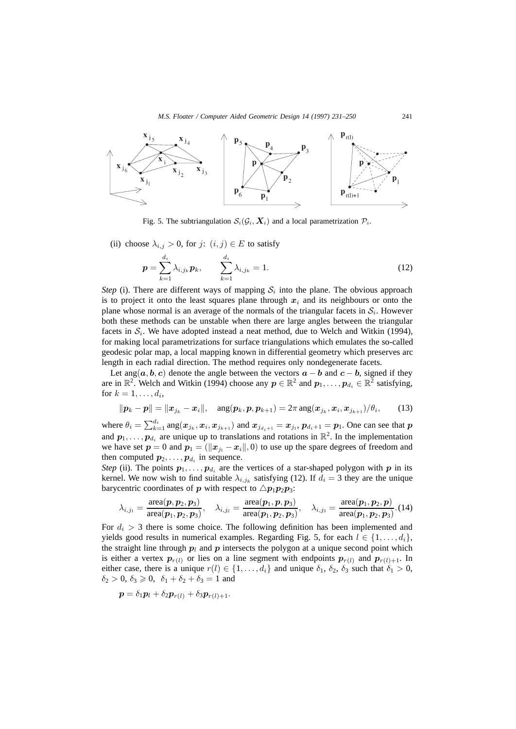Fig. 5. The subtriangulation $\mathcal{S}_i(\mathcal{G}_i, \boldsymbol{X}_i)$ and a local parametrization $\mathcal{P}_i$.

(ii) choose $\lambda_{i,j} > 0$, for $j$: $(i,j) \in E$ to satisfy

$$\boldsymbol{p} = \sum_{k=1}^{d_i} \lambda_{i,j_k} \boldsymbol{p}_k, \qquad \sum_{k=1}^{d_i} \lambda_{i,j_k} = 1. \tag{12}$$

*Step* (i). There are different ways of mapping $\mathcal{S}_i$ into the plane. The obvious approach is to project it onto the least squares plane through $\boldsymbol{x}_i$ and its neighbours or onto the plane whose normal is an average of the normals of the triangular facets in $\mathcal{S}_i$. However both these methods can be unstable when there are large angles between the triangular facets in $\mathcal{S}_i$. We have adopted instead a neat method, due to Welch and Witkin (1994), for making local parametrizations for surface triangulations which emulates the so-called geodesic polar map, a local mapping known in differential geometry which preserves arc length in each radial direction. The method requires only nondegenerate facets.

Let $\operatorname{ang}(\boldsymbol{a}, \boldsymbol{b}, \boldsymbol{c})$ denote the angle between the vectors $\boldsymbol{a} - \boldsymbol{b}$ and $\boldsymbol{c} - \boldsymbol{b}$, signed if they are in $\mathbb{R}^2$. Welch and Witkin (1994) choose any $\boldsymbol{p} \in \mathbb{R}^2$ and $\boldsymbol{p}_1, \ldots, \boldsymbol{p}_{d_i} \in \mathbb{R}^2$ satisfying, for $k = 1, \ldots, d_i$,

$$\|\boldsymbol{p}_k - \boldsymbol{p}\| = \|\boldsymbol{x}_{j_k} - \boldsymbol{x}_i\|, \quad \operatorname{ang}(\boldsymbol{p}_k, \boldsymbol{p}, \boldsymbol{p}_{k+1}) = 2\pi \operatorname{ang}(\boldsymbol{x}_{j_k}, \boldsymbol{x}_i, \boldsymbol{x}_{j_{k+1}})/\theta_i, \tag{13}$$

where $\theta_i = \sum_{k=1}^{d_i} \operatorname{ang}(\boldsymbol{x}_{j_k}, \boldsymbol{x}_i, \boldsymbol{x}_{j_{k+1}})$ and $\boldsymbol{x}_{j_{d_i+1}} = \boldsymbol{x}_{j_1}$, $\boldsymbol{p}_{d_i+1} = \boldsymbol{p}_1$. One can see that $\boldsymbol{p}$ and $\boldsymbol{p}_1, \ldots, \boldsymbol{p}_{d_i}$ are unique up to translations and rotations in $\mathbb{R}^2$. In the implementation we have set $\boldsymbol{p} = 0$ and $\boldsymbol{p}_1 = (\|\boldsymbol{x}_{j_1} - \boldsymbol{x}_i\|, 0)$ to use up the spare degrees of freedom and then computed $\boldsymbol{p}_2, \ldots, \boldsymbol{p}_{d_i}$ in sequence.

*Step* (ii). The points $\boldsymbol{p}_1, \ldots, \boldsymbol{p}_{d_i}$ are the vertices of a star-shaped polygon with $\boldsymbol{p}$ in its kernel. We now wish to find suitable $\lambda_{i,j_k}$ satisfying (12). If $d_i = 3$ they are the unique barycentric coordinates of $\boldsymbol{p}$ with respect to $\triangle \boldsymbol{p}_1\boldsymbol{p}_2\boldsymbol{p}_3$:

$$\lambda_{i,j_1} = \frac{\operatorname{area}(\boldsymbol{p}, \boldsymbol{p}_2, \boldsymbol{p}_3)}{\operatorname{area}(\boldsymbol{p}_1, \boldsymbol{p}_2, \boldsymbol{p}_3)}, \quad \lambda_{i,j_2} = \frac{\operatorname{area}(\boldsymbol{p}_1, \boldsymbol{p}, \boldsymbol{p}_3)}{\operatorname{area}(\boldsymbol{p}_1, \boldsymbol{p}_2, \boldsymbol{p}_3)}, \quad \lambda_{i,j_3} = \frac{\operatorname{area}(\boldsymbol{p}_1, \boldsymbol{p}_2, \boldsymbol{p})}{\operatorname{area}(\boldsymbol{p}_1, \boldsymbol{p}_2, \boldsymbol{p}_3)}. \tag{14}$$

For $d_i > 3$ there is some choice. The following definition has been implemented and yields good results in numerical examples. Regarding Fig. 5, for each $l \in \{1, \ldots, d_i\}$, the straight line through $\boldsymbol{p}_l$ and $\boldsymbol{p}$ intersects the polygon at a unique second point which is either a vertex $\boldsymbol{p}_{r(l)}$ or lies on a line segment with endpoints $\boldsymbol{p}_{r(l)}$ and $\boldsymbol{p}_{r(l)+1}$. In either case, there is a unique $r(l) \in \{1, \ldots, d_i\}$ and unique $\delta_1$, $\delta_2$, $\delta_3$ such that $\delta_1 > 0$, $\delta_2 > 0$, $\delta_3 \geqslant 0$, $\delta_1 + \delta_2 + \delta_3 = 1$ and

$$\boldsymbol{p} = \delta_1 \boldsymbol{p}_l + \delta_2 \boldsymbol{p}_{r(l)} + \delta_3 \boldsymbol{p}_{r(l)+1}.$$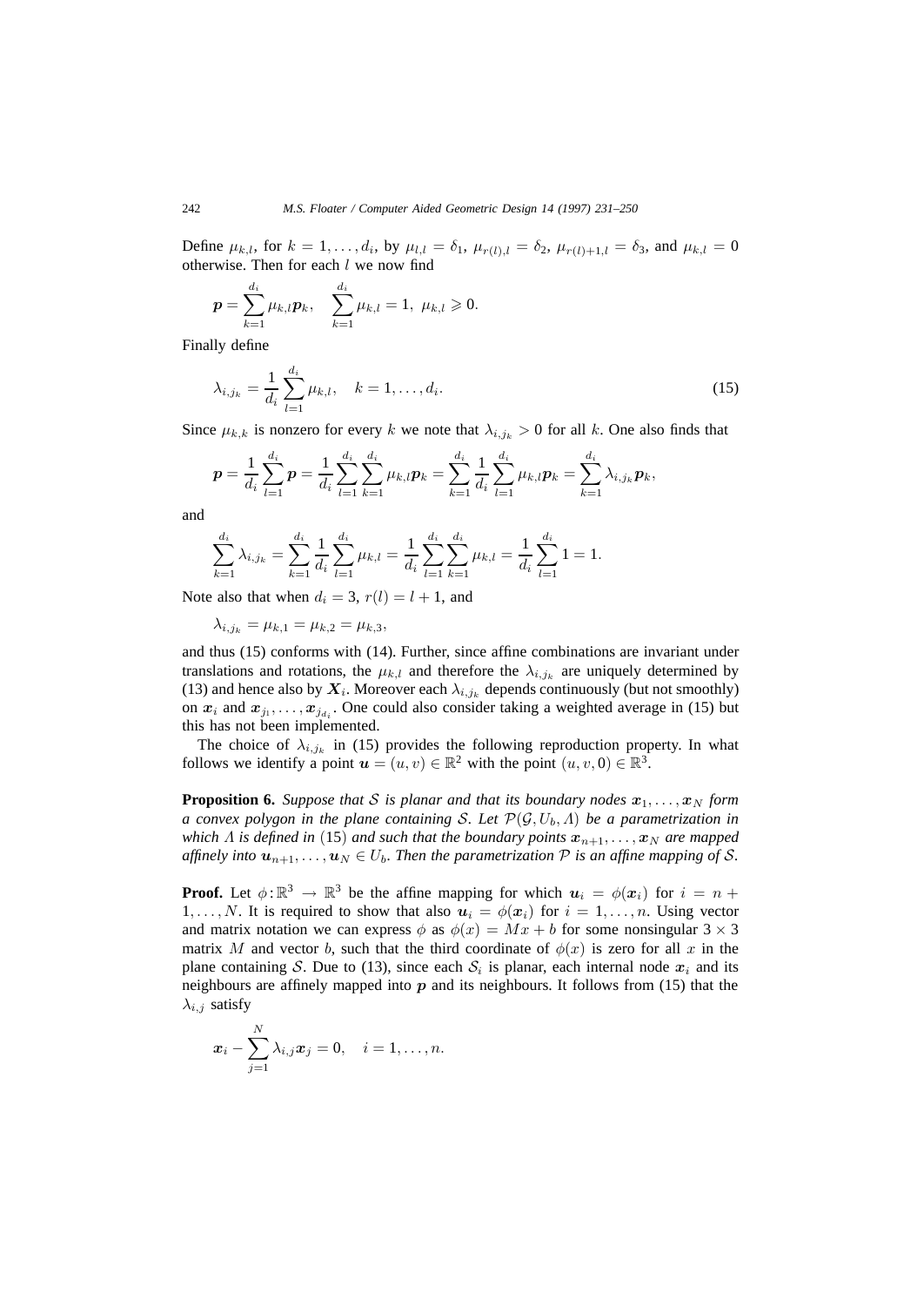Define $\mu_{k,l}$, for $k = 1, \ldots, d_i$, by $\mu_{l,l} = \delta_1$, $\mu_{r(l),l} = \delta_2$, $\mu_{r(l)+1,l} = \delta_3$, and $\mu_{k,l} = 0$ otherwise. Then for each $l$ we now find

$$\boldsymbol{p} = \sum_{k=1}^{d_i} \mu_{k,l} \boldsymbol{p}_k, \quad \sum_{k=1}^{d_i} \mu_{k,l} = 1, \; \mu_{k,l} \geqslant 0.$$

Finally define

$$\lambda_{i,j_k} = \frac{1}{d_i} \sum_{l=1}^{d_i} \mu_{k,l}, \quad k = 1, \ldots, d_i. \tag{15}$$

Since $\mu_{k,k}$ is nonzero for every $k$ we note that $\lambda_{i,j_k} > 0$ for all $k$. One also finds that

$$\boldsymbol{p} = \frac{1}{d_i} \sum_{l=1}^{d_i} \boldsymbol{p} = \frac{1}{d_i} \sum_{l=1}^{d_i} \sum_{k=1}^{d_i} \mu_{k,l} \boldsymbol{p}_k = \sum_{k=1}^{d_i} \frac{1}{d_i} \sum_{l=1}^{d_i} \mu_{k,l} \boldsymbol{p}_k = \sum_{k=1}^{d_i} \lambda_{i,j_k} \boldsymbol{p}_k,$$

and

$$\sum_{k=1}^{d_i} \lambda_{i,j_k} = \sum_{k=1}^{d_i} \frac{1}{d_i} \sum_{l=1}^{d_i} \mu_{k,l} = \frac{1}{d_i} \sum_{l=1}^{d_i} \sum_{k=1}^{d_i} \mu_{k,l} = \frac{1}{d_i} \sum_{l=1}^{d_i} 1 = 1.$$

Note also that when $d_i = 3$, $r(l) = l + 1$, and

$$\lambda_{i,j_k} = \mu_{k,1} = \mu_{k,2} = \mu_{k,3},$$

and thus (15) conforms with (14). Further, since affine combinations are invariant under translations and rotations, the $\mu_{k,l}$ and therefore the $\lambda_{i,j_k}$ are uniquely determined by (13) and hence also by $\boldsymbol{X}_i$. Moreover each $\lambda_{i,j_k}$ depends continuously (but not smoothly) on $\boldsymbol{x}_i$ and $\boldsymbol{x}_{j_1}, \ldots, \boldsymbol{x}_{j_{d_i}}$. One could also consider taking a weighted average in (15) but this has not been implemented.

The choice of $\lambda_{i,j_k}$ in (15) provides the following reproduction property. In what follows we identify a point $\boldsymbol{u} = (u, v) \in \mathbb{R}^2$ with the point $(u, v, 0) \in \mathbb{R}^3$.

**Proposition 6.** *Suppose that $\mathcal{S}$ is planar and that its boundary nodes $\boldsymbol{x}_1, \ldots, \boldsymbol{x}_N$ form a convex polygon in the plane containing $\mathcal{S}$. Let $\mathcal{P}(\mathcal{G}, U_b, \Lambda)$ be a parametrization in which $\Lambda$ is defined in* (15) *and such that the boundary points $\boldsymbol{x}_{n+1}, \ldots, \boldsymbol{x}_N$ are mapped affinely into $\boldsymbol{u}_{n+1}, \ldots, \boldsymbol{u}_N \in U_b$. Then the parametrization $\mathcal{P}$ is an affine mapping of $\mathcal{S}$.*

**Proof.** Let $\phi : \mathbb{R}^3 \to \mathbb{R}^3$ be the affine mapping for which $\boldsymbol{u}_i = \phi(\boldsymbol{x}_i)$ for $i = n + 1, \ldots, N$. It is required to show that also $\boldsymbol{u}_i = \phi(\boldsymbol{x}_i)$ for $i = 1, \ldots, n$. Using vector and matrix notation we can express $\phi$ as $\phi(x) = Mx + b$ for some nonsingular $3 \times 3$ matrix $M$ and vector $b$, such that the third coordinate of $\phi(x)$ is zero for all $x$ in the plane containing $\mathcal{S}$. Due to (13), since each $\mathcal{S}_i$ is planar, each internal node $\boldsymbol{x}_i$ and its neighbours are affinely mapped into $\boldsymbol{p}$ and its neighbours. It follows from (15) that the $\lambda_{i,j}$ satisfy

$$\boldsymbol{x}_i - \sum_{j=1}^{N} \lambda_{i,j} \boldsymbol{x}_j = 0, \quad i = 1, \ldots, n.$$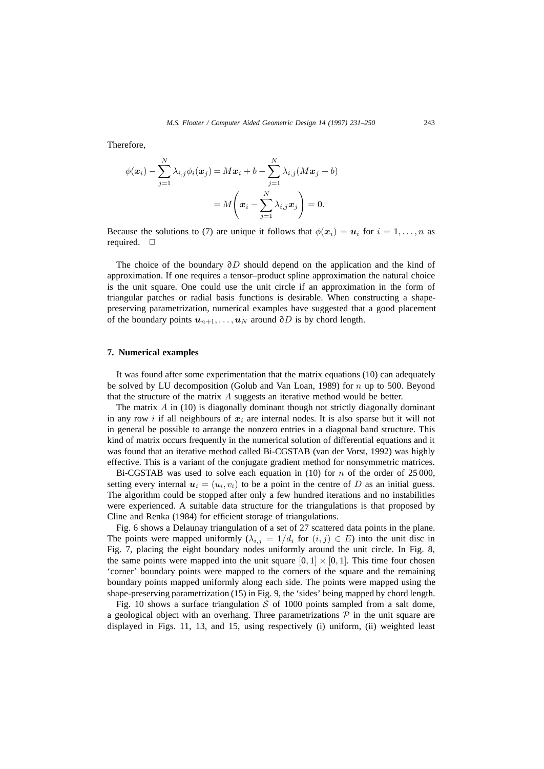Therefore,

$$\phi(\boldsymbol{x}_i) - \sum_{j=1}^{N} \lambda_{i,j} \phi_i(\boldsymbol{x}_j) = M\boldsymbol{x}_i + b - \sum_{j=1}^{N} \lambda_{i,j}(M\boldsymbol{x}_j + b)$$

$$= M\left(\boldsymbol{x}_i - \sum_{j=1}^{N} \lambda_{i,j}\boldsymbol{x}_j\right) = 0.$$

Because the solutions to (7) are unique it follows that $\phi(\boldsymbol{x}_i) = \boldsymbol{u}_i$ for $i = 1, \ldots, n$ as required. $\square$

The choice of the boundary $\partial D$ should depend on the application and the kind of approximation. If one requires a tensor–product spline approximation the natural choice is the unit square. One could use the unit circle if an approximation in the form of triangular patches or radial basis functions is desirable. When constructing a shape-preserving parametrization, numerical examples have suggested that a good placement of the boundary points $\boldsymbol{u}_{n+1}, \ldots, \boldsymbol{u}_N$ around $\partial D$ is by chord length.

## 7. Numerical examples

It was found after some experimentation that the matrix equations (10) can adequately be solved by LU decomposition (Golub and Van Loan, 1989) for $n$ up to 500. Beyond that the structure of the matrix $A$ suggests an iterative method would be better.

The matrix $A$ in (10) is diagonally dominant though not strictly diagonally dominant in any row $i$ if all neighbours of $\boldsymbol{x}_i$ are internal nodes. It is also sparse but it will not in general be possible to arrange the nonzero entries in a diagonal band structure. This kind of matrix occurs frequently in the numerical solution of differential equations and it was found that an iterative method called Bi-CGSTAB (van der Vorst, 1992) was highly effective. This is a variant of the conjugate gradient method for nonsymmetric matrices.

Bi-CGSTAB was used to solve each equation in (10) for $n$ of the order of 25 000, setting every internal $\boldsymbol{u}_i = (u_i, v_i)$ to be a point in the centre of $D$ as an initial guess. The algorithm could be stopped after only a few hundred iterations and no instabilities were experienced. A suitable data structure for the triangulations is that proposed by Cline and Renka (1984) for efficient storage of triangulations.

Fig. 6 shows a Delaunay triangulation of a set of 27 scattered data points in the plane. The points were mapped uniformly ($\lambda_{i,j} = 1/d_i$ for $(i,j) \in E$) into the unit disc in Fig. 7, placing the eight boundary nodes uniformly around the unit circle. In Fig. 8, the same points were mapped into the unit square $[0,1] \times [0,1]$. This time four chosen 'corner' boundary points were mapped to the corners of the square and the remaining boundary points mapped uniformly along each side. The points were mapped using the shape-preserving parametrization (15) in Fig. 9, the 'sides' being mapped by chord length.

Fig. 10 shows a surface triangulation $\mathcal{S}$ of 1000 points sampled from a salt dome, a geological object with an overhang. Three parametrizations $\mathcal{P}$ in the unit square are displayed in Figs. 11, 13, and 15, using respectively (i) uniform, (ii) weighted least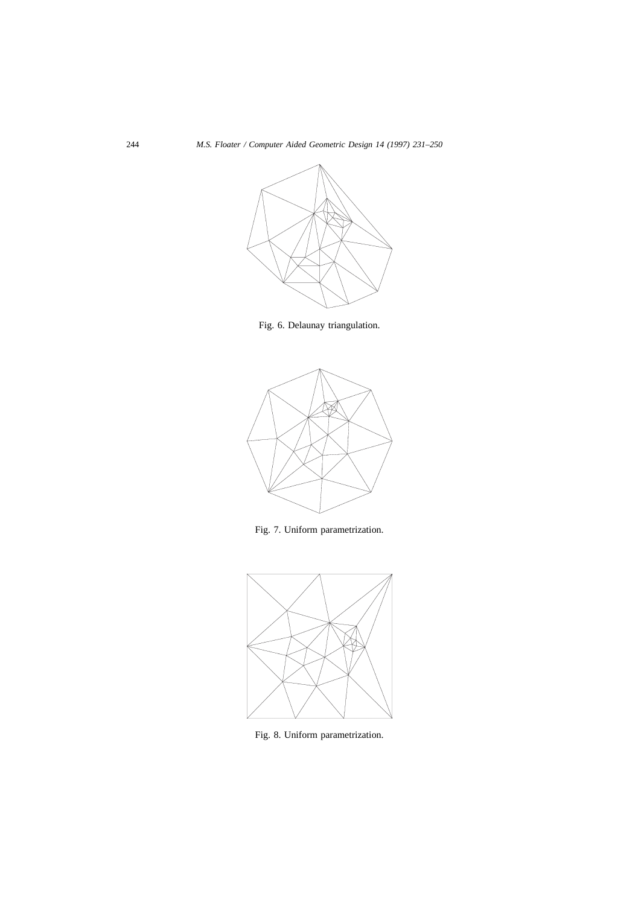Fig. 6. Delaunay triangulation.

Fig. 7. Uniform parametrization.

Fig. 8. Uniform parametrization.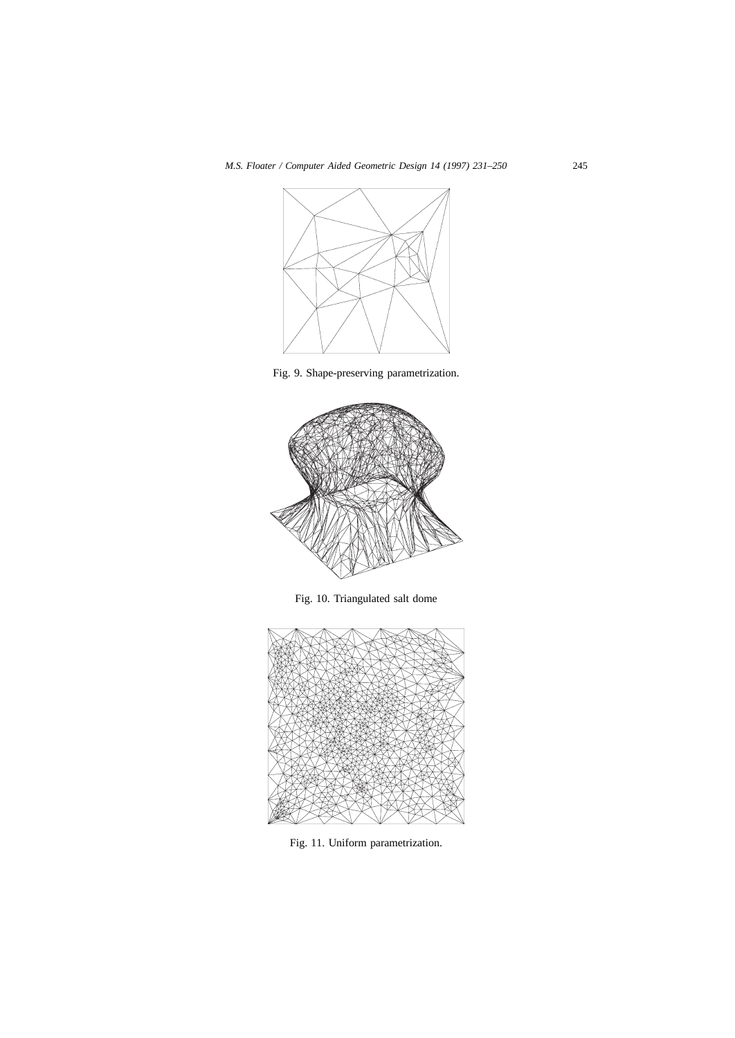Fig. 9. Shape-preserving parametrization.

Fig. 10. Triangulated salt dome

Fig. 11. Uniform parametrization.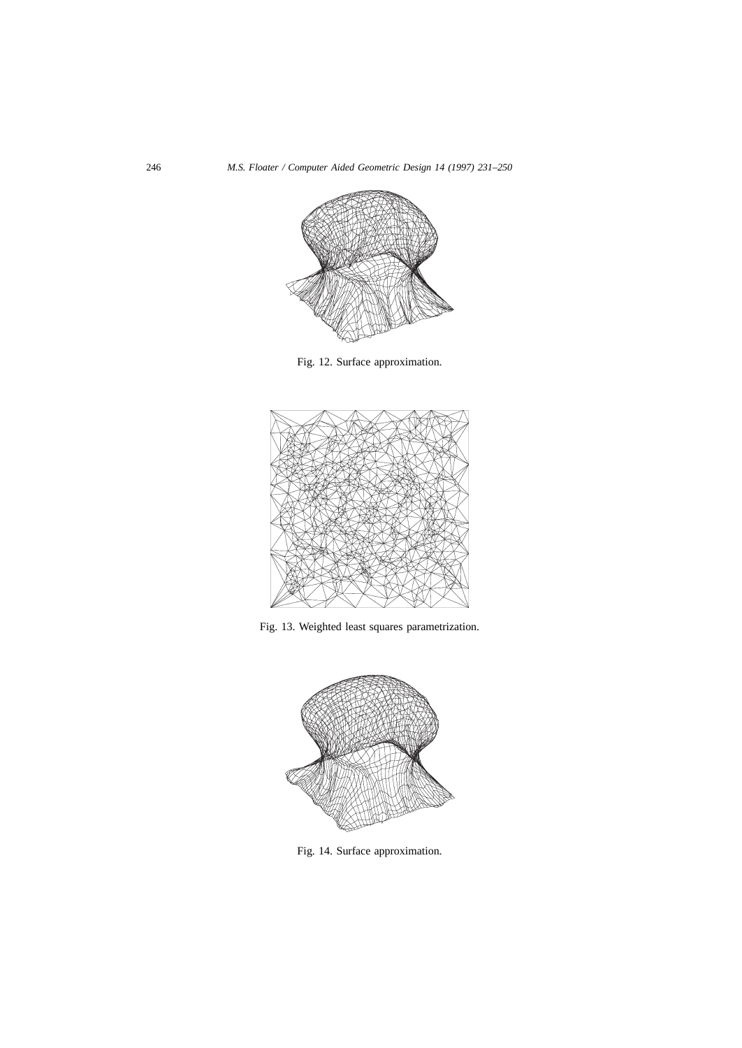Fig. 12. Surface approximation.

Fig. 13. Weighted least squares parametrization.

Fig. 14. Surface approximation.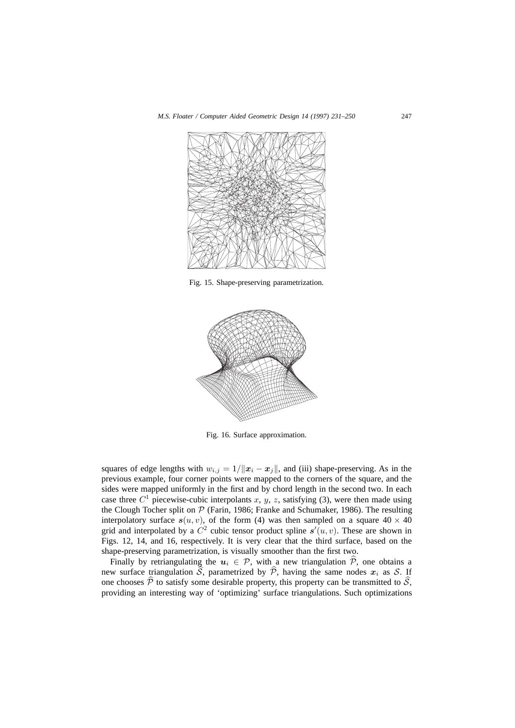Fig. 15. Shape-preserving parametrization.

Fig. 16. Surface approximation.

squares of edge lengths with $w_{i,j} = 1/\|\boldsymbol{x}_i - \boldsymbol{x}_j\|$, and (iii) shape-preserving. As in the previous example, four corner points were mapped to the corners of the square, and the sides were mapped uniformly in the first and by chord length in the second two. In each case three $C^1$ piecewise-cubic interpolants $x$, $y$, $z$, satisfying (3), were then made using the Clough Tocher split on $\mathcal{P}$ (Farin, 1986; Franke and Schumaker, 1986). The resulting interpolatory surface $\boldsymbol{s}(u, v)$, of the form (4) was then sampled on a square $40 \times 40$ grid and interpolated by a $C^2$ cubic tensor product spline $\boldsymbol{s}'(u, v)$. These are shown in Figs. 12, 14, and 16, respectively. It is very clear that the third surface, based on the shape-preserving parametrization, is visually smoother than the first two.

Finally by retriangulating the $\boldsymbol{u}_i \in \mathcal{P}$, with a new triangulation $\widehat{\mathcal{P}}$, one obtains a new surface triangulation $\widehat{\mathcal{S}}$, parametrized by $\widehat{\mathcal{P}}$, having the same nodes $\boldsymbol{x}_i$ as $\mathcal{S}$. If one chooses $\widehat{\mathcal{P}}$ to satisfy some desirable property, this property can be transmitted to $\widehat{\mathcal{S}}$, providing an interesting way of 'optimizing' surface triangulations. Such optimizations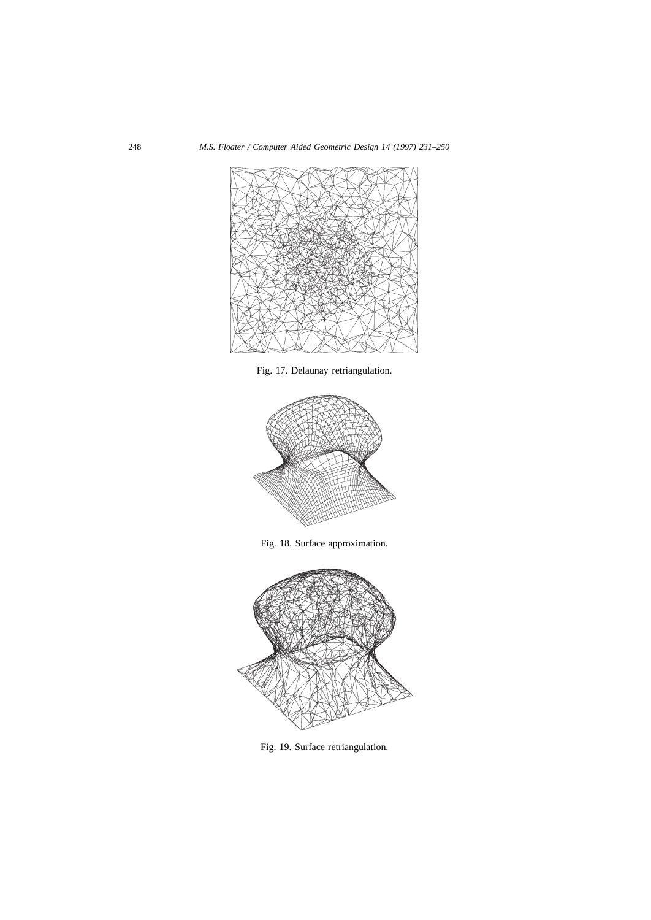Fig. 17. Delaunay retriangulation.

Fig. 18. Surface approximation.

Fig. 19. Surface retriangulation.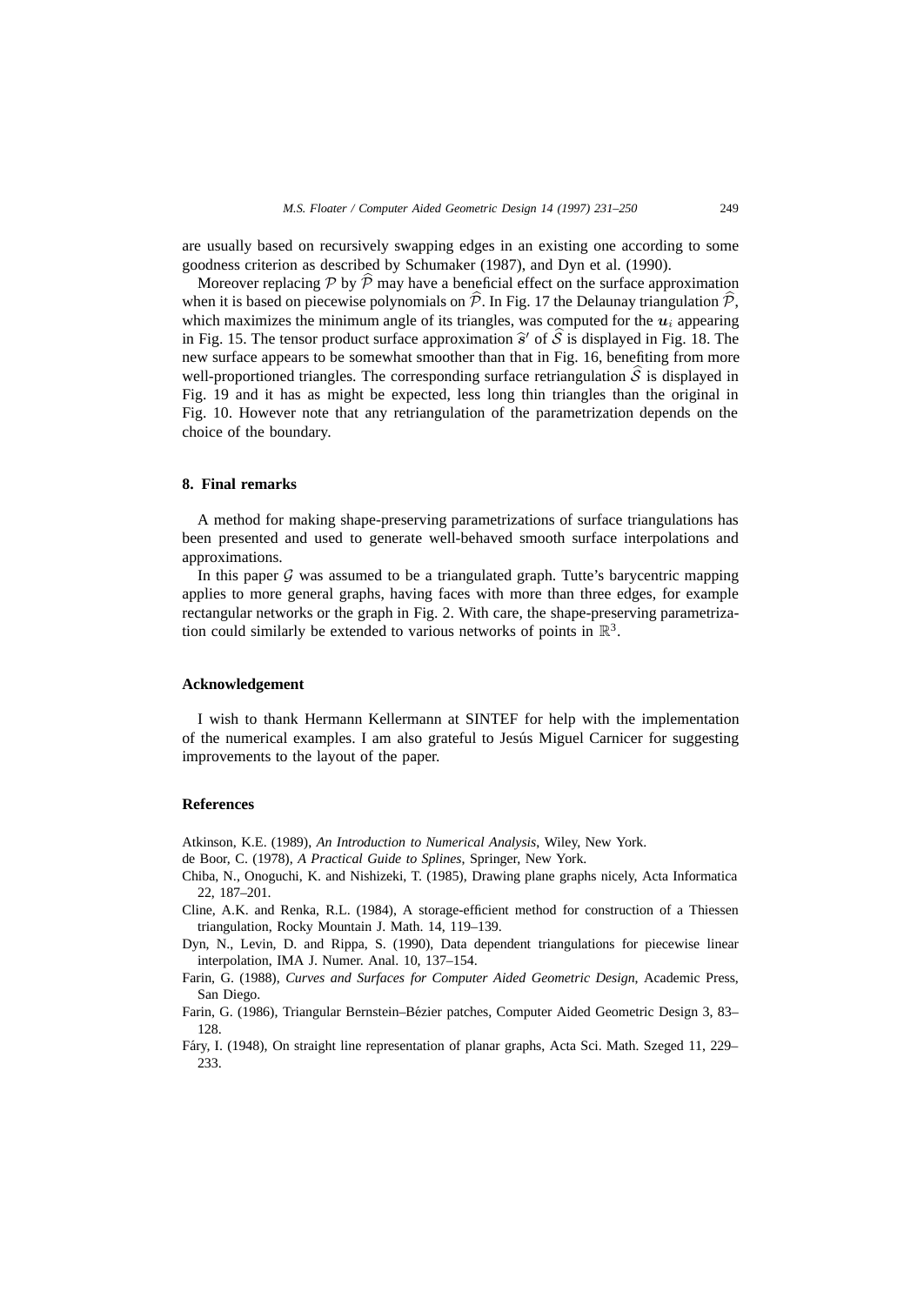are usually based on recursively swapping edges in an existing one according to some goodness criterion as described by Schumaker (1987), and Dyn et al. (1990).

Moreover replacing $\mathcal{P}$ by $\widehat{\mathcal{P}}$ may have a beneficial effect on the surface approximation when it is based on piecewise polynomials on $\widehat{\mathcal{P}}$. In Fig. 17 the Delaunay triangulation $\widehat{\mathcal{P}}$, which maximizes the minimum angle of its triangles, was computed for the $\boldsymbol{u}_i$ appearing in Fig. 15. The tensor product surface approximation $\widehat{\boldsymbol{s}}'$ of $\widehat{\mathcal{S}}$ is displayed in Fig. 18. The new surface appears to be somewhat smoother than that in Fig. 16, benefiting from more well-proportioned triangles. The corresponding surface retriangulation $\widehat{\mathcal{S}}$ is displayed in Fig. 19 and it has as might be expected, less long thin triangles than the original in Fig. 10. However note that any retriangulation of the parametrization depends on the choice of the boundary.

## 8. Final remarks

A method for making shape-preserving parametrizations of surface triangulations has been presented and used to generate well-behaved smooth surface interpolations and approximations.

In this paper $\mathcal{G}$ was assumed to be a triangulated graph. Tutte's barycentric mapping applies to more general graphs, having faces with more than three edges, for example rectangular networks or the graph in Fig. 2. With care, the shape-preserving parametrization could similarly be extended to various networks of points in $\mathbb{R}^3$.

## Acknowledgement

I wish to thank Hermann Kellermann at SINTEF for help with the implementation of the numerical examples. I am also grateful to Jesús Miguel Carnicer for suggesting improvements to the layout of the paper.

## References

Atkinson, K.E. (1989), *An Introduction to Numerical Analysis*, Wiley, New York.

de Boor, C. (1978), *A Practical Guide to Splines*, Springer, New York.

Chiba, N., Onoguchi, K. and Nishizeki, T. (1985), Drawing plane graphs nicely, Acta Informatica 22, 187–201.

Cline, A.K. and Renka, R.L. (1984), A storage-efficient method for construction of a Thiessen triangulation, Rocky Mountain J. Math. 14, 119–139.

Dyn, N., Levin, D. and Rippa, S. (1990), Data dependent triangulations for piecewise linear interpolation, IMA J. Numer. Anal. 10, 137–154.

Farin, G. (1988), *Curves and Surfaces for Computer Aided Geometric Design*, Academic Press, San Diego.

Farin, G. (1986), Triangular Bernstein–Bézier patches, Computer Aided Geometric Design 3, 83–128.

Fáry, I. (1948), On straight line representation of planar graphs, Acta Sci. Math. Szeged 11, 229–233.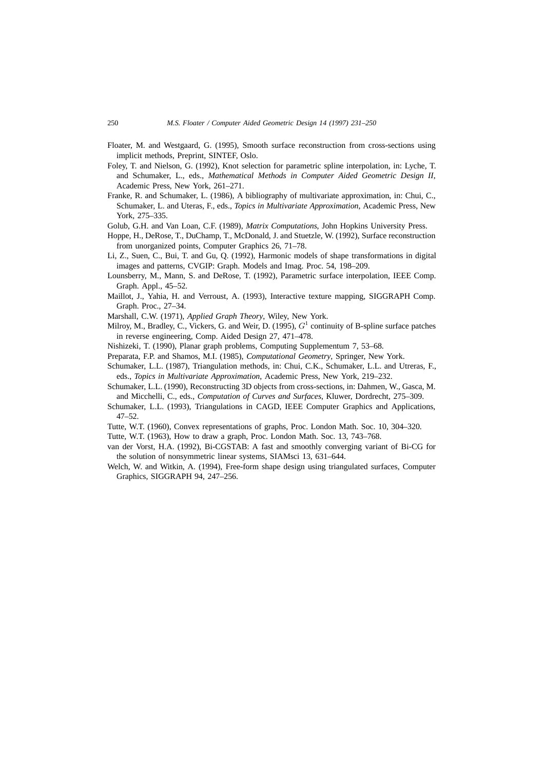Floater, M. and Westgaard, G. (1995), Smooth surface reconstruction from cross-sections using implicit methods, Preprint, SINTEF, Oslo.

Foley, T. and Nielson, G. (1992), Knot selection for parametric spline interpolation, in: Lyche, T. and Schumaker, L., eds., *Mathematical Methods in Computer Aided Geometric Design II*, Academic Press, New York, 261–271.

Franke, R. and Schumaker, L. (1986), A bibliography of multivariate approximation, in: Chui, C., Schumaker, L. and Uteras, F., eds., *Topics in Multivariate Approximation*, Academic Press, New York, 275–335.

Golub, G.H. and Van Loan, C.F. (1989), *Matrix Computations*, John Hopkins University Press.

Hoppe, H., DeRose, T., DuChamp, T., McDonald, J. and Stuetzle, W. (1992), Surface reconstruction from unorganized points, Computer Graphics 26, 71–78.

Li, Z., Suen, C., Bui, T. and Gu, Q. (1992), Harmonic models of shape transformations in digital images and patterns, CVGIP: Graph. Models and Imag. Proc. 54, 198–209.

Lounsberry, M., Mann, S. and DeRose, T. (1992), Parametric surface interpolation, IEEE Comp. Graph. Appl., 45–52.

Maillot, J., Yahia, H. and Verroust, A. (1993), Interactive texture mapping, SIGGRAPH Comp. Graph. Proc., 27–34.

Marshall, C.W. (1971), *Applied Graph Theory*, Wiley, New York.

Milroy, M., Bradley, C., Vickers, G. and Weir, D. (1995), $G^1$ continuity of B-spline surface patches in reverse engineering, Comp. Aided Design 27, 471–478.

Nishizeki, T. (1990), Planar graph problems, Computing Supplementum 7, 53–68.

Preparata, F.P. and Shamos, M.I. (1985), *Computational Geometry*, Springer, New York.

Schumaker, L.L. (1987), Triangulation methods, in: Chui, C.K., Schumaker, L.L. and Utreras, F., eds., *Topics in Multivariate Approximation*, Academic Press, New York, 219–232.

Schumaker, L.L. (1990), Reconstructing 3D objects from cross-sections, in: Dahmen, W., Gasca, M. and Micchelli, C., eds., *Computation of Curves and Surfaces*, Kluwer, Dordrecht, 275–309.

Schumaker, L.L. (1993), Triangulations in CAGD, IEEE Computer Graphics and Applications, 47–52.

Tutte, W.T. (1960), Convex representations of graphs, Proc. London Math. Soc. 10, 304–320.

Tutte, W.T. (1963), How to draw a graph, Proc. London Math. Soc. 13, 743–768.

van der Vorst, H.A. (1992), Bi-CGSTAB: A fast and smoothly converging variant of Bi-CG for the solution of nonsymmetric linear systems, SIAMsci 13, 631–644.

Welch, W. and Witkin, A. (1994), Free-form shape design using triangulated surfaces, Computer Graphics, SIGGRAPH 94, 247–256.